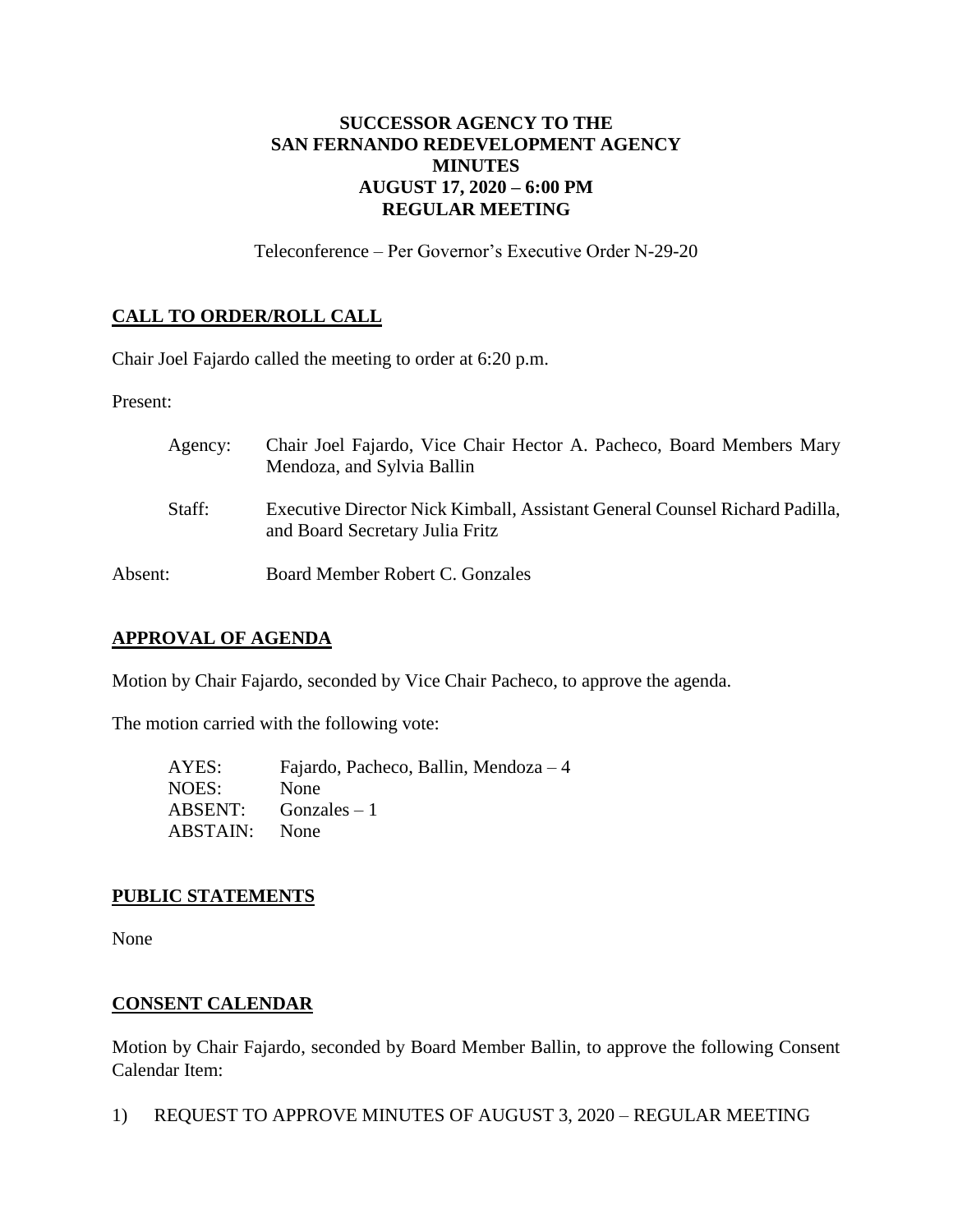**SUCCESSOR AGENCY TO THE**
**SAN FERNANDO REDEVELOPMENT AGENCY**
**MINUTES**
**AUGUST 17, 2020 – 6:00 PM**
**REGULAR MEETING**

Teleconference – Per Governor's Executive Order N-29-20

## CALL TO ORDER/ROLL CALL

Chair Joel Fajardo called the meeting to order at 6:20 p.m.

Present:

| | |
|---|---|
| Agency: | Chair Joel Fajardo, Vice Chair Hector A. Pacheco, Board Members Mary Mendoza, and Sylvia Ballin |
| Staff: | Executive Director Nick Kimball, Assistant General Counsel Richard Padilla, and Board Secretary Julia Fritz |
| Absent: | Board Member Robert C. Gonzales |

## APPROVAL OF AGENDA

Motion by Chair Fajardo, seconded by Vice Chair Pacheco, to approve the agenda.

The motion carried with the following vote:

| | |
|---|---|
| AYES: | Fajardo, Pacheco, Ballin, Mendoza – 4 |
| NOES: | None |
| ABSENT: | Gonzales – 1 |
| ABSTAIN: | None |

## PUBLIC STATEMENTS

None

## CONSENT CALENDAR

Motion by Chair Fajardo, seconded by Board Member Ballin, to approve the following Consent Calendar Item:

1) REQUEST TO APPROVE MINUTES OF AUGUST 3, 2020 – REGULAR MEETING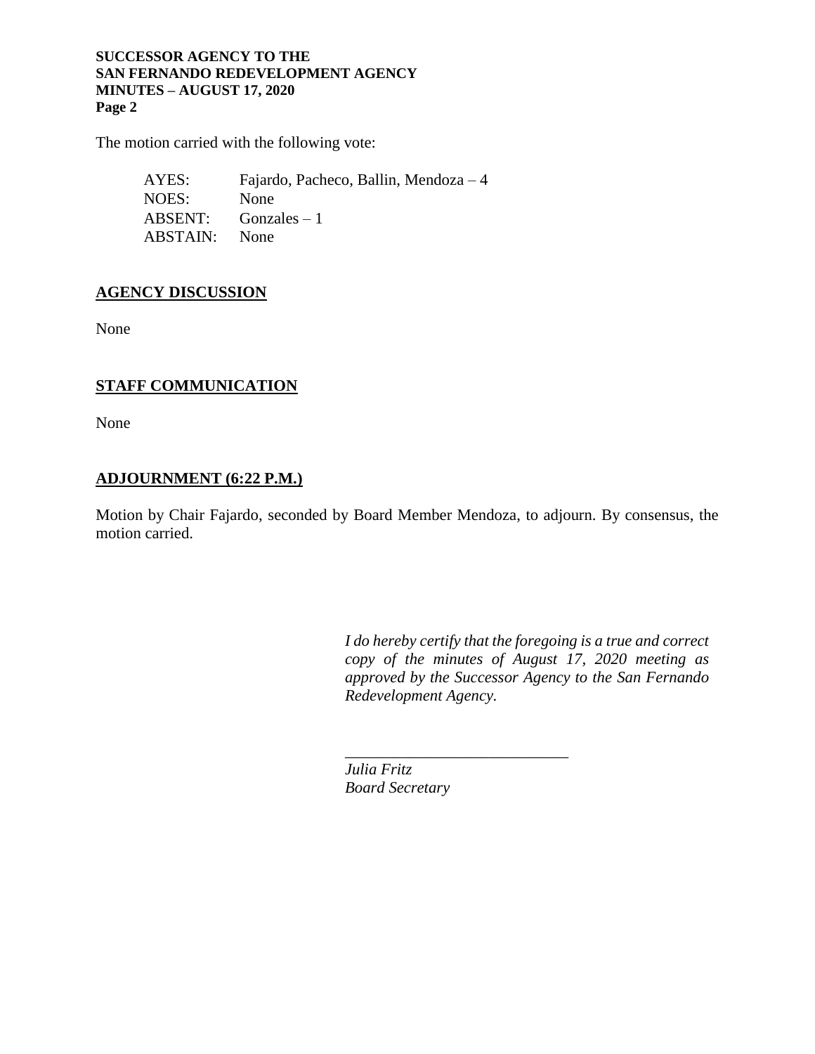The motion carried with the following vote:

| | |
|---|---|
| AYES: | Fajardo, Pacheco, Ballin, Mendoza – 4 |
| NOES: | None |
| ABSENT: | Gonzales – 1 |
| ABSTAIN: | None |

## AGENCY DISCUSSION

None

## STAFF COMMUNICATION

None

## ADJOURNMENT (6:22 P.M.)

Motion by Chair Fajardo, seconded by Board Member Mendoza, to adjourn. By consensus, the motion carried.

*I do hereby certify that the foregoing is a true and correct copy of the minutes of August 17, 2020 meeting as approved by the Successor Agency to the San Fernando Redevelopment Agency.*

\_\_\_\_\_\_\_\_\_\_\_\_\_\_\_\_\_\_\_\_\_\_\_\_\_\_\_\_

*Julia Fritz*
*Board Secretary*